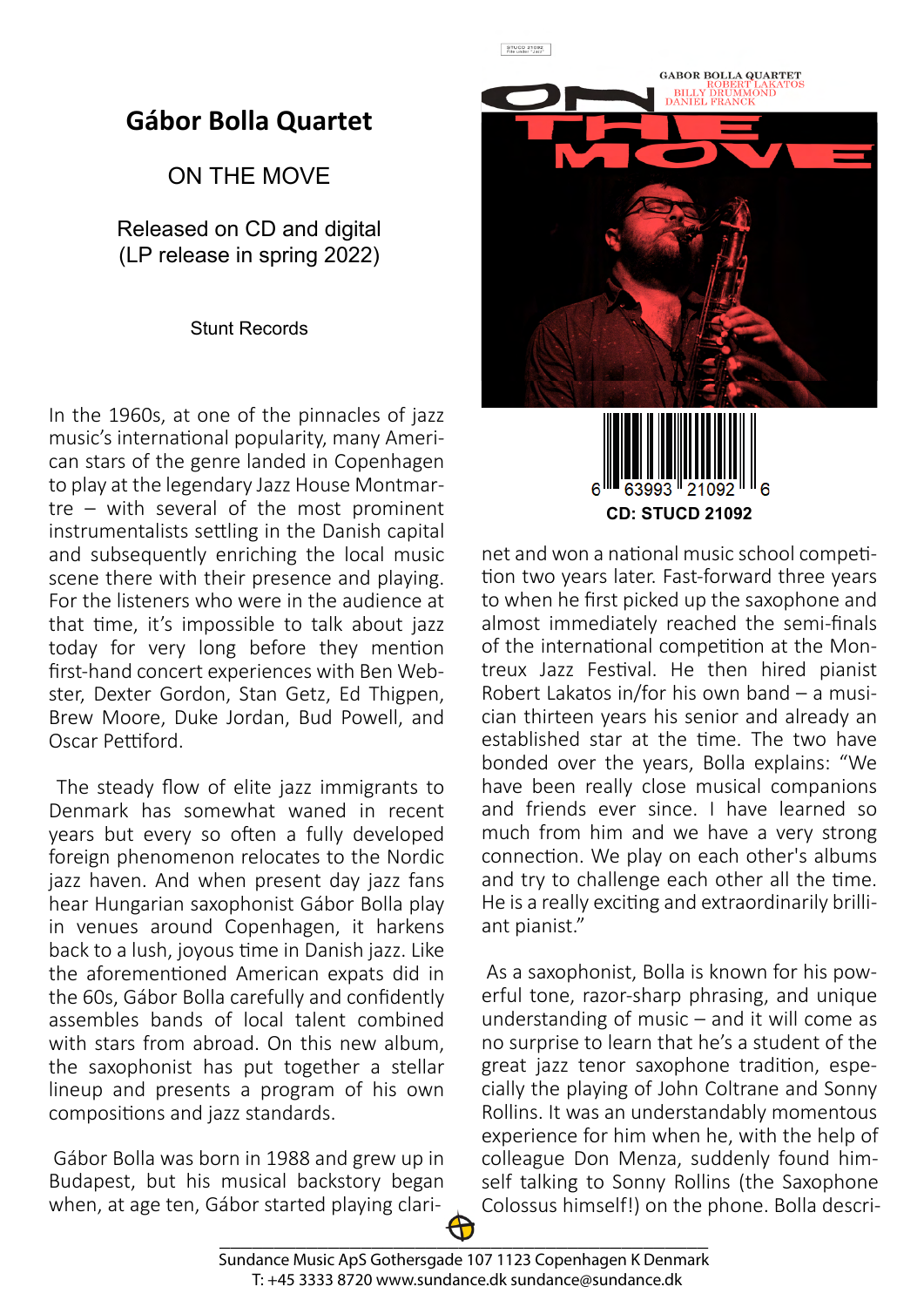# Gábor Bolla Quartet

ON THE MOVE

Released on CD and digital
(LP release in spring 2022)

Stunt Records

CD: STUCD 21092

In the 1960s, at one of the pinnacles of jazz music's international popularity, many American stars of the genre landed in Copenhagen to play at the legendary Jazz House Montmartre – with several of the most prominent instrumentalists settling in the Danish capital and subsequently enriching the local music scene there with their presence and playing. For the listeners who were in the audience at that time, it's impossible to talk about jazz today for very long before they mention first-hand concert experiences with Ben Webster, Dexter Gordon, Stan Getz, Ed Thigpen, Brew Moore, Duke Jordan, Bud Powell, and Oscar Pettiford.

The steady flow of elite jazz immigrants to Denmark has somewhat waned in recent years but every so often a fully developed foreign phenomenon relocates to the Nordic jazz haven. And when present day jazz fans hear Hungarian saxophonist Gábor Bolla play in venues around Copenhagen, it harkens back to a lush, joyous time in Danish jazz. Like the aforementioned American expats did in the 60s, Gábor Bolla carefully and confidently assembles bands of local talent combined with stars from abroad. On this new album, the saxophonist has put together a stellar lineup and presents a program of his own compositions and jazz standards.

Gábor Bolla was born in 1988 and grew up in Budapest, but his musical backstory began when, at age ten, Gábor started playing clarinet and won a national music school competition two years later. Fast-forward three years to when he first picked up the saxophone and almost immediately reached the semi-finals of the international competition at the Montreux Jazz Festival. He then hired pianist Robert Lakatos in/for his own band – a musician thirteen years his senior and already an established star at the time. The two have bonded over the years, Bolla explains: "We have been really close musical companions and friends ever since. I have learned so much from him and we have a very strong connection. We play on each other's albums and try to challenge each other all the time. He is a really exciting and extraordinarily brilliant pianist."

As a saxophonist, Bolla is known for his powerful tone, razor-sharp phrasing, and unique understanding of music – and it will come as no surprise to learn that he's a student of the great jazz tenor saxophone tradition, especially the playing of John Coltrane and Sonny Rollins. It was an understandably momentous experience for him when he, with the help of colleague Don Menza, suddenly found himself talking to Sonny Rollins (the Saxophone Colossus himself!) on the phone. Bolla descri-

Sundance Music ApS Gothersgade 107 1123 Copenhagen K Denmark
T: +45 3333 8720 www.sundance.dk sundance@sundance.dk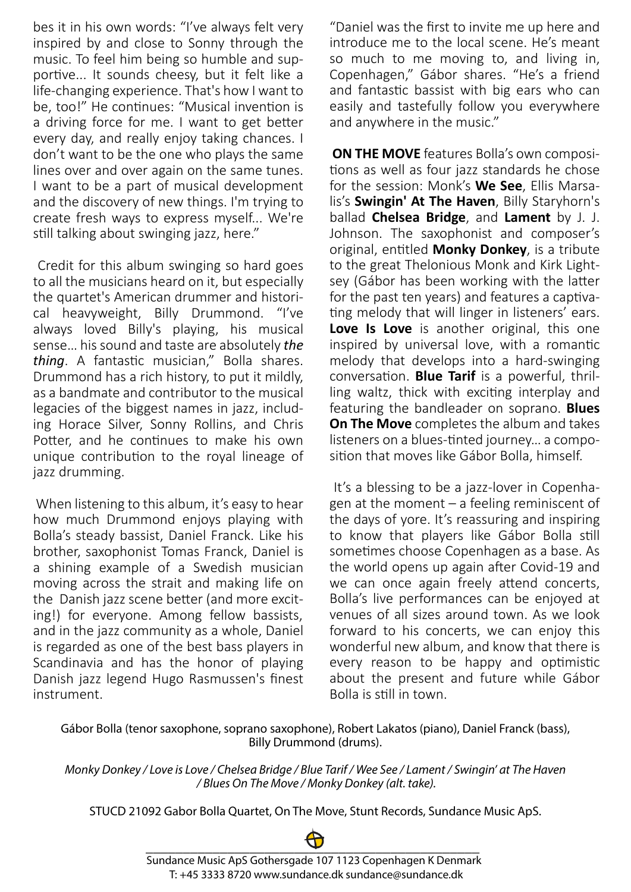bes it in his own words: "I've always felt very inspired by and close to Sonny through the music. To feel him being so humble and supportive... It sounds cheesy, but it felt like a life-changing experience. That's how I want to be, too!" He continues: "Musical invention is a driving force for me. I want to get better every day, and really enjoy taking chances. I don't want to be the one who plays the same lines over and over again on the same tunes. I want to be a part of musical development and the discovery of new things. I'm trying to create fresh ways to express myself... We're still talking about swinging jazz, here."

Credit for this album swinging so hard goes to all the musicians heard on it, but especially the quartet's American drummer and historical heavyweight, Billy Drummond. "I've always loved Billy's playing, his musical sense... his sound and taste are absolutely *the thing*. A fantastic musician," Bolla shares. Drummond has a rich history, to put it mildly, as a bandmate and contributor to the musical legacies of the biggest names in jazz, including Horace Silver, Sonny Rollins, and Chris Potter, and he continues to make his own unique contribution to the royal lineage of jazz drumming.

When listening to this album, it's easy to hear how much Drummond enjoys playing with Bolla's steady bassist, Daniel Franck. Like his brother, saxophonist Tomas Franck, Daniel is a shining example of a Swedish musician moving across the strait and making life on the Danish jazz scene better (and more exciting!) for everyone. Among fellow bassists, and in the jazz community as a whole, Daniel is regarded as one of the best bass players in Scandinavia and has the honor of playing Danish jazz legend Hugo Rasmussen's finest instrument.

"Daniel was the first to invite me up here and introduce me to the local scene. He's meant so much to me moving to, and living in, Copenhagen," Gábor shares. "He's a friend and fantastic bassist with big ears who can easily and tastefully follow you everywhere and anywhere in the music."

**ON THE MOVE** features Bolla's own compositions as well as four jazz standards he chose for the session: Monk's **We See**, Ellis Marsalis's **Swingin' At The Haven**, Billy Staryhorn's ballad **Chelsea Bridge**, and **Lament** by J. J. Johnson. The saxophonist and composer's original, entitled **Monky Donkey**, is a tribute to the great Thelonious Monk and Kirk Lightsey (Gábor has been working with the latter for the past ten years) and features a captivating melody that will linger in listeners' ears. **Love Is Love** is another original, this one inspired by universal love, with a romantic melody that develops into a hard-swinging conversation. **Blue Tarif** is a powerful, thrilling waltz, thick with exciting interplay and featuring the bandleader on soprano. **Blues On The Move** completes the album and takes listeners on a blues-tinted journey... a composition that moves like Gábor Bolla, himself.

It's a blessing to be a jazz-lover in Copenhagen at the moment – a feeling reminiscent of the days of yore. It's reassuring and inspiring to know that players like Gábor Bolla still sometimes choose Copenhagen as a base. As the world opens up again after Covid-19 and we can once again freely attend concerts, Bolla's live performances can be enjoyed at venues of all sizes around town. As we look forward to his concerts, we can enjoy this wonderful new album, and know that there is every reason to be happy and optimistic about the present and future while Gábor Bolla is still in town.

Gábor Bolla (tenor saxophone, soprano saxophone), Robert Lakatos (piano), Daniel Franck (bass), Billy Drummond (drums).

*Monky Donkey / Love is Love / Chelsea Bridge / Blue Tarif / Wee See / Lament / Swingin' at The Haven / Blues On The Move / Monky Donkey (alt. take).*

STUCD 21092 Gabor Bolla Quartet, On The Move, Stunt Records, Sundance Music ApS.

Sundance Music ApS Gothersgade 107 1123 Copenhagen K Denmark
T: +45 3333 8720 www.sundance.dk sundance@sundance.dk